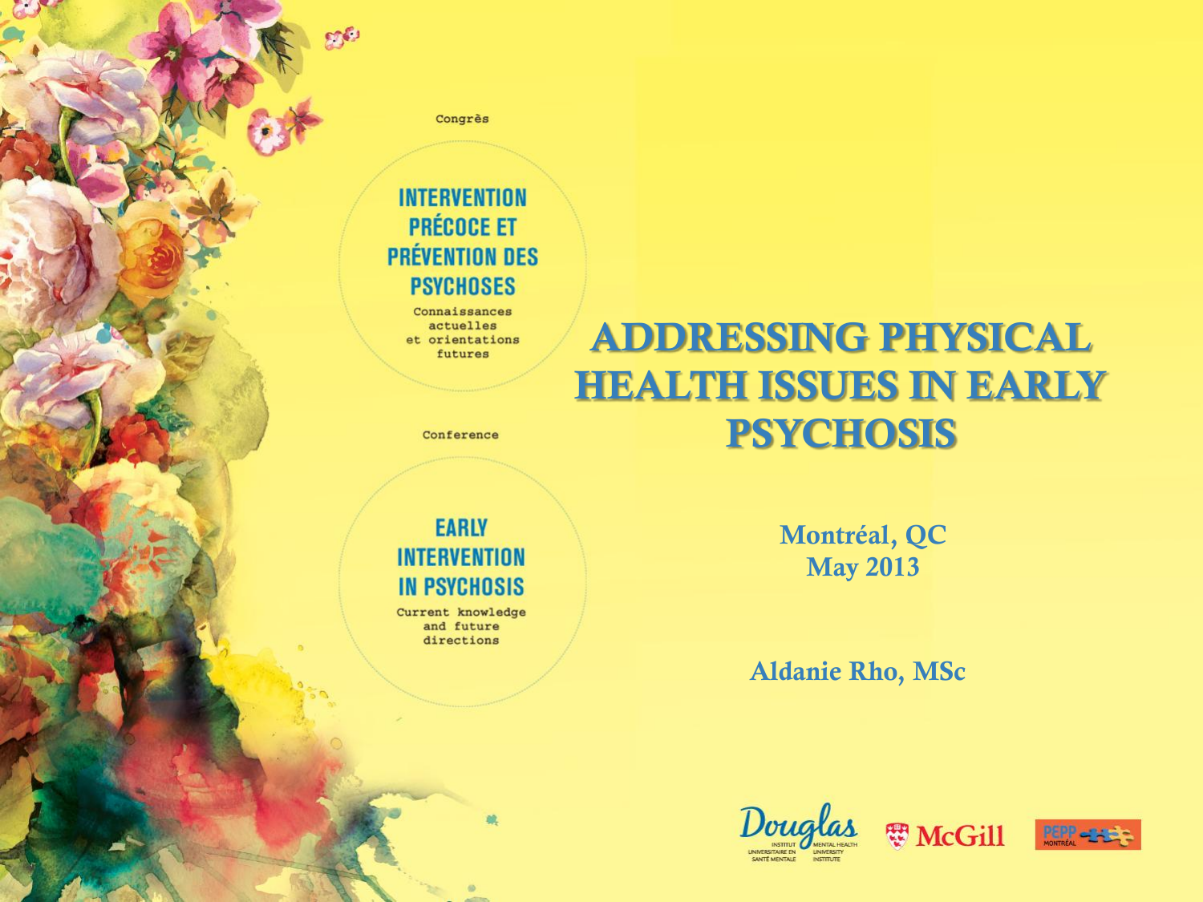Congrès

**INTERVENTION PRÉCOCE ET PRÉVENTION DES PSYCHOSES**

Connaissances actuelles et orientations futures

Conference

**EARLY INTERVENTION IN PSYCHOSIS**

Current knowledge and future directions

# ADDRESSING PHYSICAL HEALTH ISSUES IN EARLY PSYCHOSIS

Montréal, QC
May 2013

Aldanie Rho, MSc

Douglas Institut universitaire en santé mentale / Mental Health University Institute

McGill

PEPP Montréal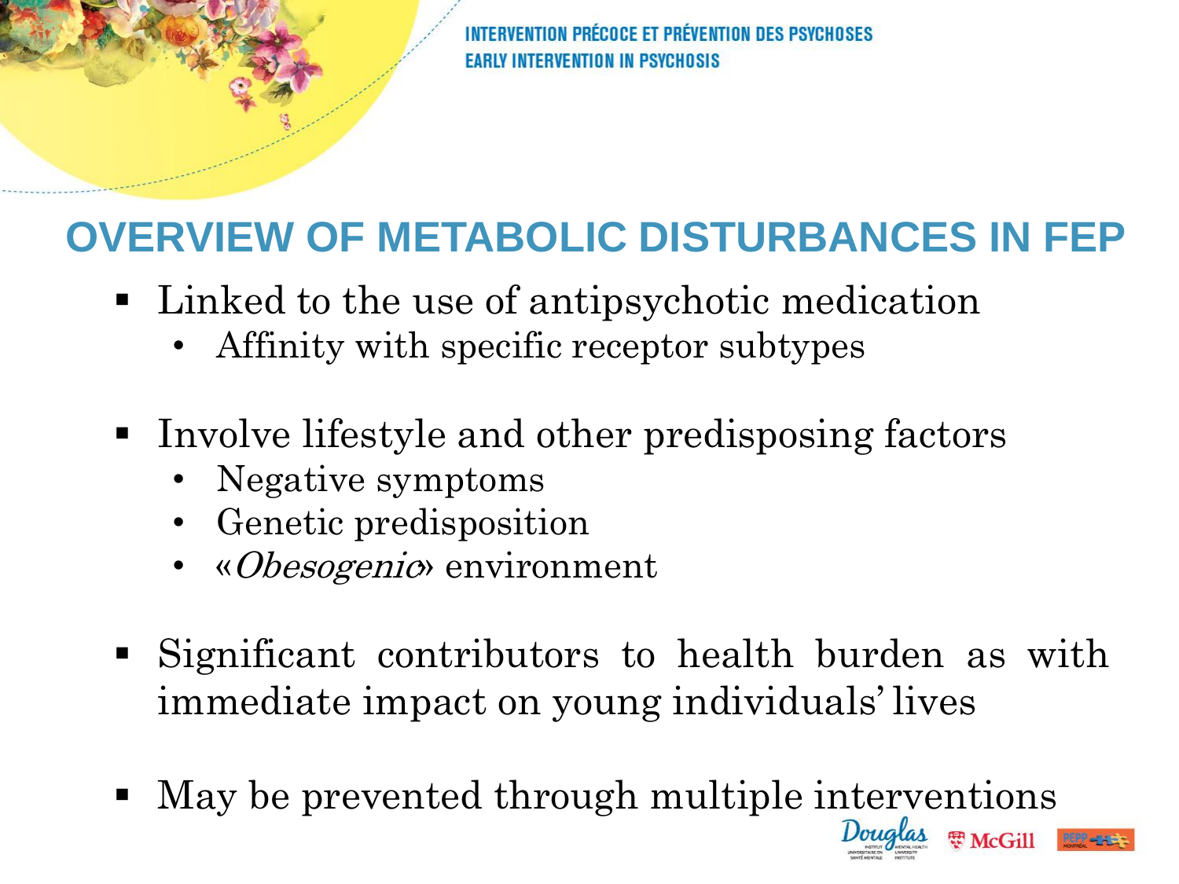## OVERVIEW OF METABOLIC DISTURBANCES IN FEP

- Linked to the use of antipsychotic medication
  - Affinity with specific receptor subtypes
- Involve lifestyle and other predisposing factors
  - Negative symptoms
  - Genetic predisposition
  - «*Obesogenic*» environment
- Significant contributors to health burden as with immediate impact on young individuals' lives
- May be prevented through multiple interventions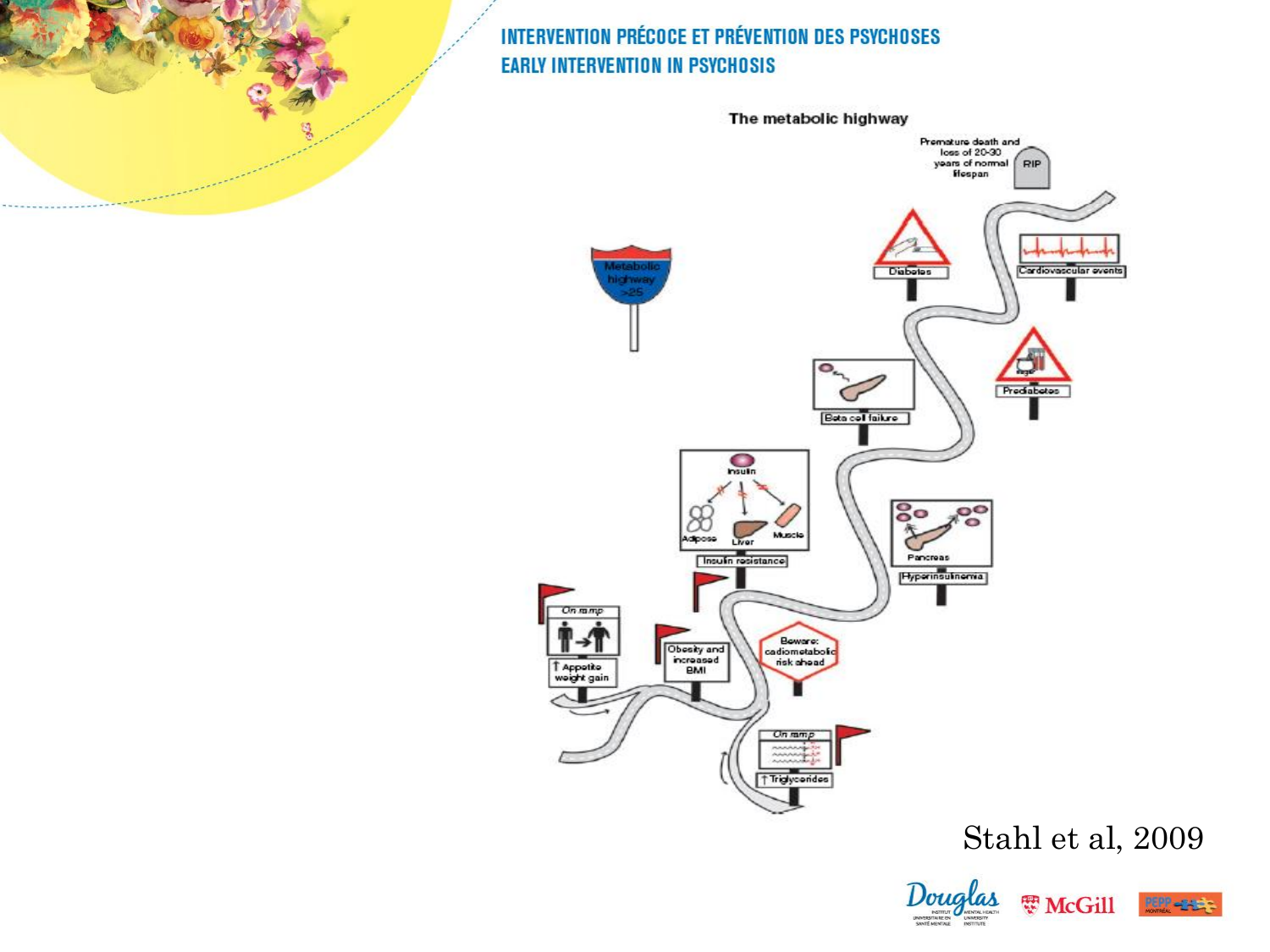# INTERVENTION PRÉCOCE ET PRÉVENTION DES PSYCHOSES
# EARLY INTERVENTION IN PSYCHOSIS

**The metabolic highway**

Metabolic highway >25

Premature death and loss of 20-30 years of normal lifespan

RIP

Diabetes

Cardiovascular events

Prediabetes

Beta cell failure

Insulin

Adipose

Liver

Muscle

Insulin resistance

Pancreas

Hyperinsulinemia

On ramp

↑ Appetite weight gain

Obesity and increased BMI

Beware: cardiometabolic risk ahead

On ramp

↑ Triglycerides

Stahl et al, 2009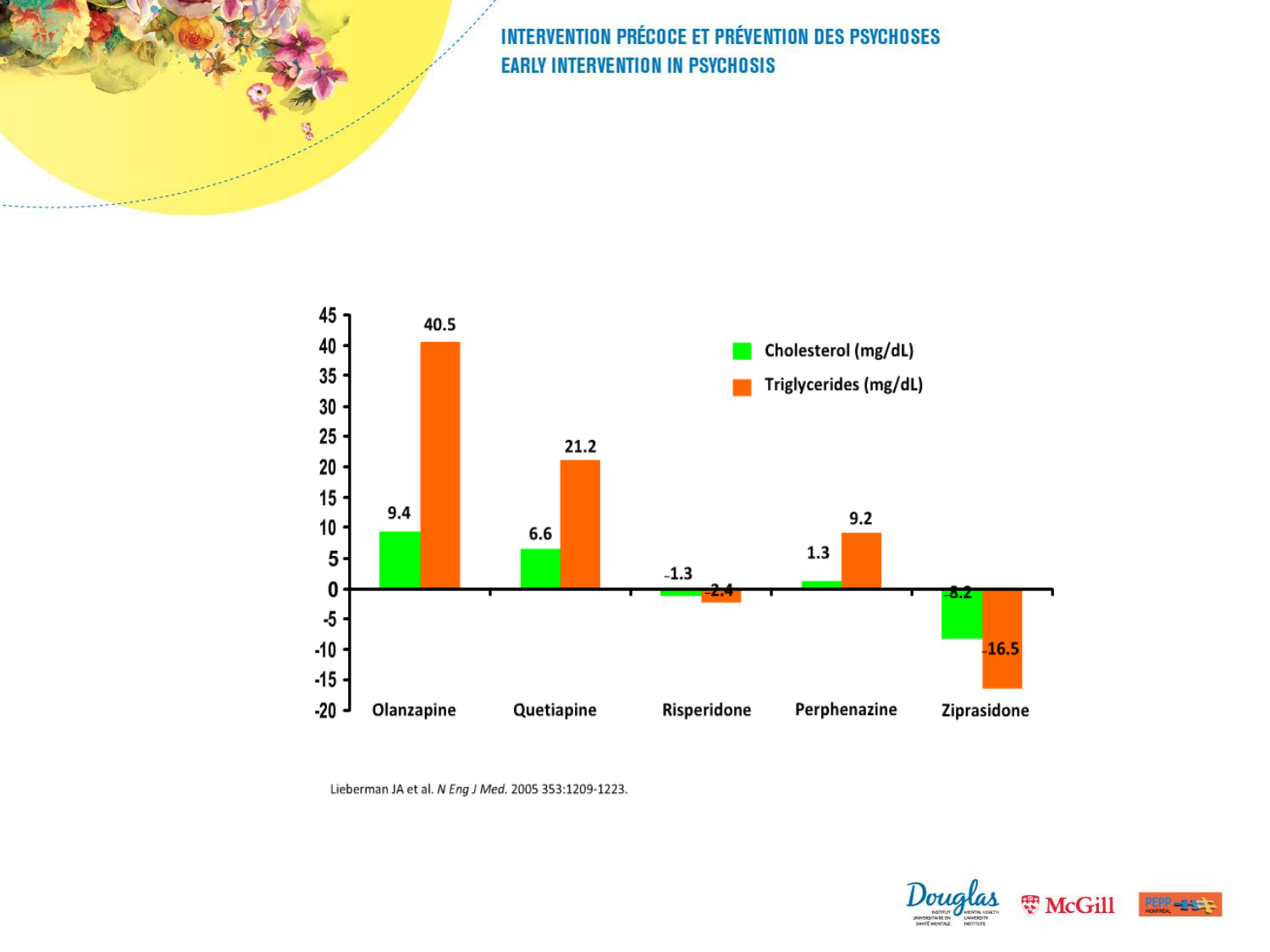| | Olanzapine | Quetiapine | Risperidone | Perphenazine | Ziprasidone |
|---|---|---|---|---|---|
| Cholesterol (mg/dL) | 9.4 | 6.6 | -1.3 | 1.3 | -8.2 |
| Triglycerides (mg/dL) | 40.5 | 21.2 | -2.4 | 9.2 | -16.5 |

Lieberman JA et al. *N Eng J Med.* 2005 353:1209-1223.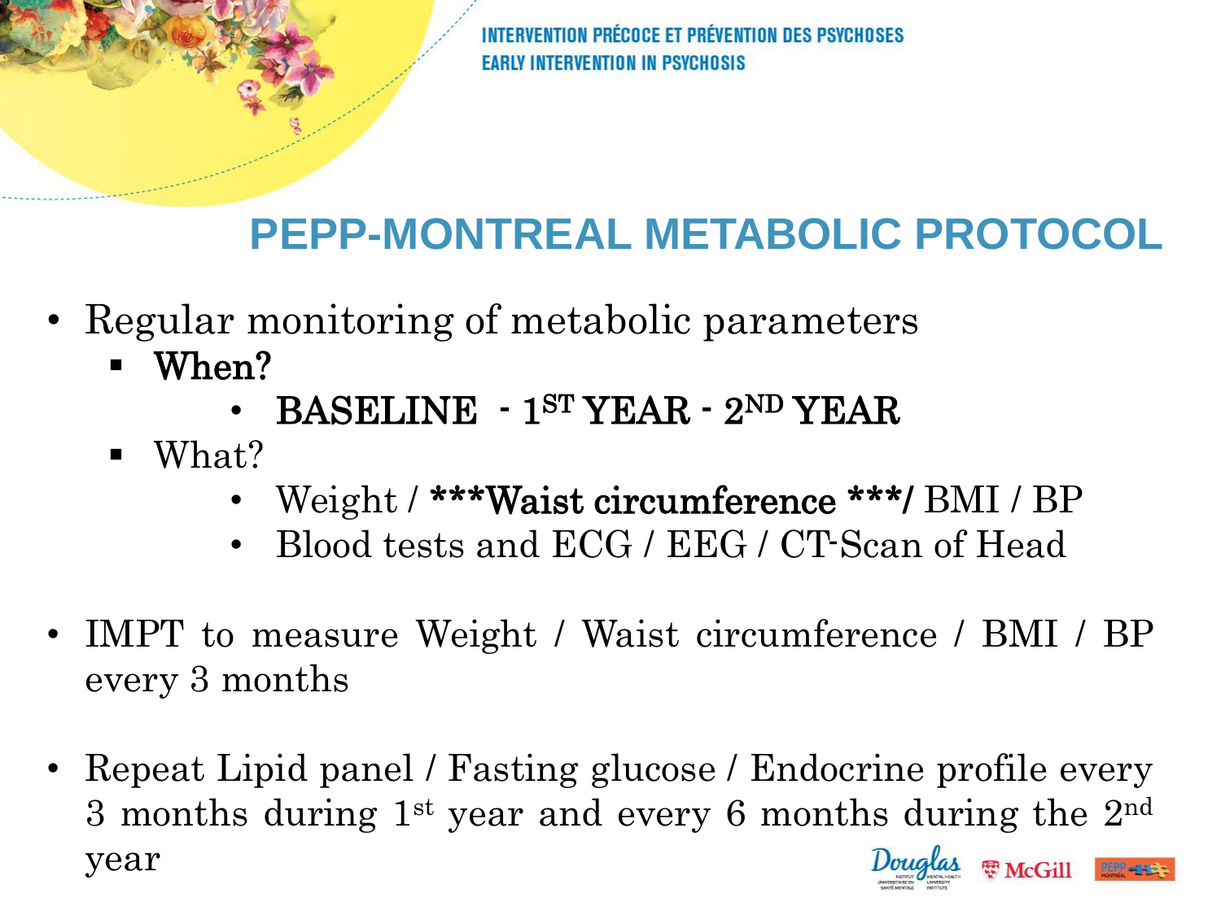# PEPP-MONTREAL METABOLIC PROTOCOL

- Regular monitoring of metabolic parameters
  - **When?**
    - **BASELINE - 1ST YEAR - 2ND YEAR**
  - What?
    - Weight / **\*\*\*Waist circumference \*\*\*/** BMI / BP
    - Blood tests and ECG / EEG / CT-Scan of Head
- IMPT to measure Weight / Waist circumference / BMI / BP every 3 months
- Repeat Lipid panel / Fasting glucose / Endocrine profile every 3 months during 1st year and every 6 months during the 2nd year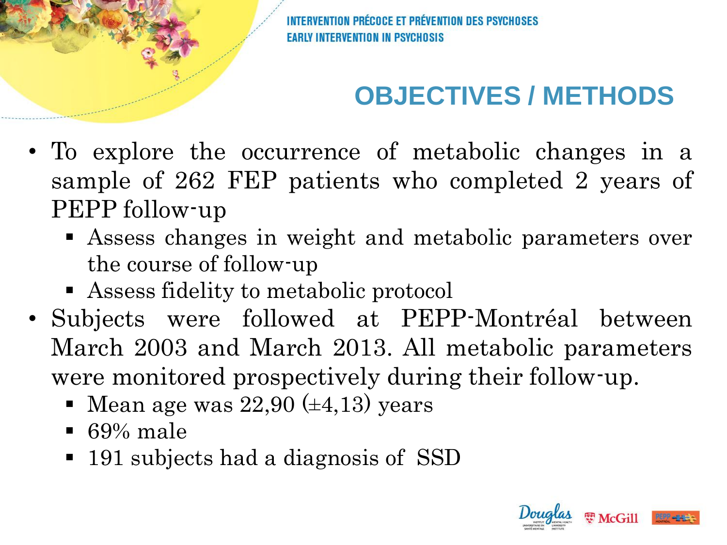## OBJECTIVES / METHODS

- To explore the occurrence of metabolic changes in a sample of 262 FEP patients who completed 2 years of PEPP follow-up
  - Assess changes in weight and metabolic parameters over the course of follow-up
  - Assess fidelity to metabolic protocol
- Subjects were followed at PEPP-Montréal between March 2003 and March 2013. All metabolic parameters were monitored prospectively during their follow-up.
  - Mean age was 22,90 (±4,13) years
  - 69% male
  - 191 subjects had a diagnosis of SSD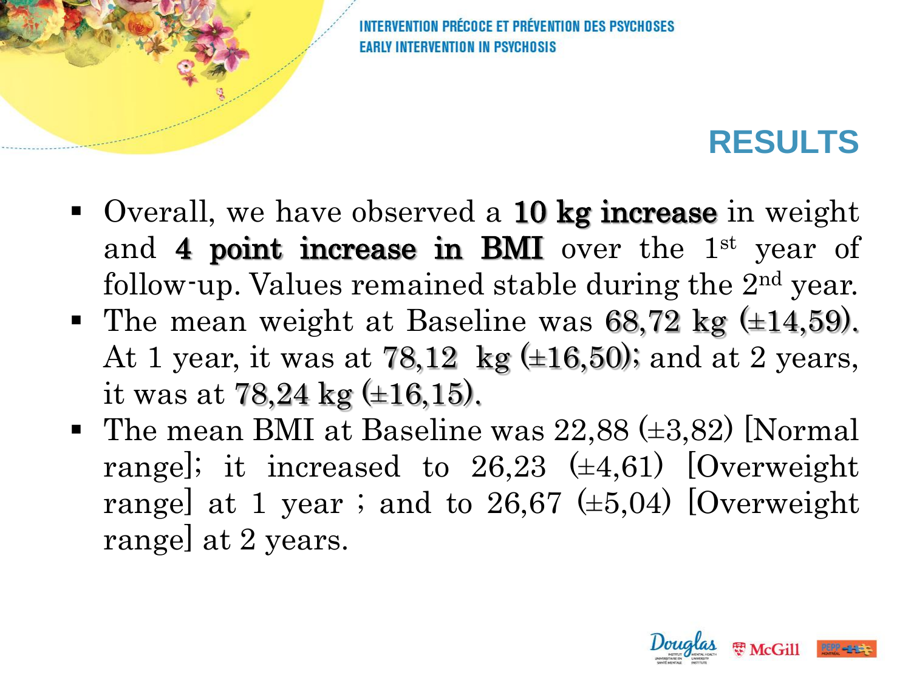## RESULTS

- Overall, we have observed a **10 kg increase** in weight and **4 point increase in BMI** over the 1st year of follow-up. Values remained stable during the 2nd year.
- The mean weight at Baseline was 68,72 kg (±14,59). At 1 year, it was at 78,12 kg (±16,50); and at 2 years, it was at 78,24 kg (±16,15).
- The mean BMI at Baseline was 22,88 (±3,82) [Normal range]; it increased to 26,23 (±4,61) [Overweight range] at 1 year ; and to 26,67 (±5,04) [Overweight range] at 2 years.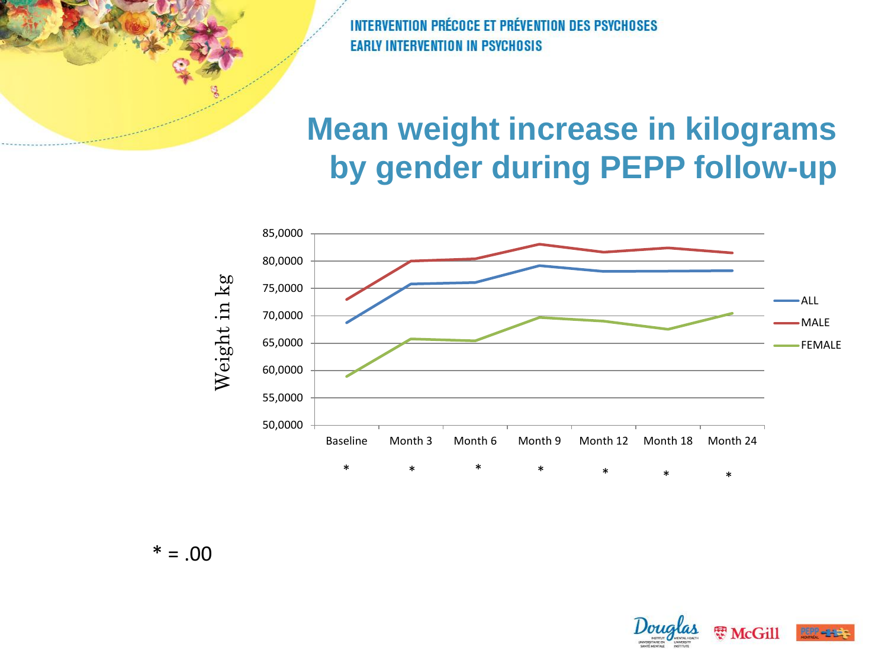# Mean weight increase in kilograms by gender during PEPP follow-up

Weight in kg

| | Baseline | Month 3 | Month 6 | Month 9 | Month 12 | Month 18 | Month 24 |
|---|---|---|---|---|---|---|---|
| Significance | * | * | * | * | * | * | * |

Legend: ALL, MALE, FEMALE

Y-axis: 50,0000 – 85,0000

* = .00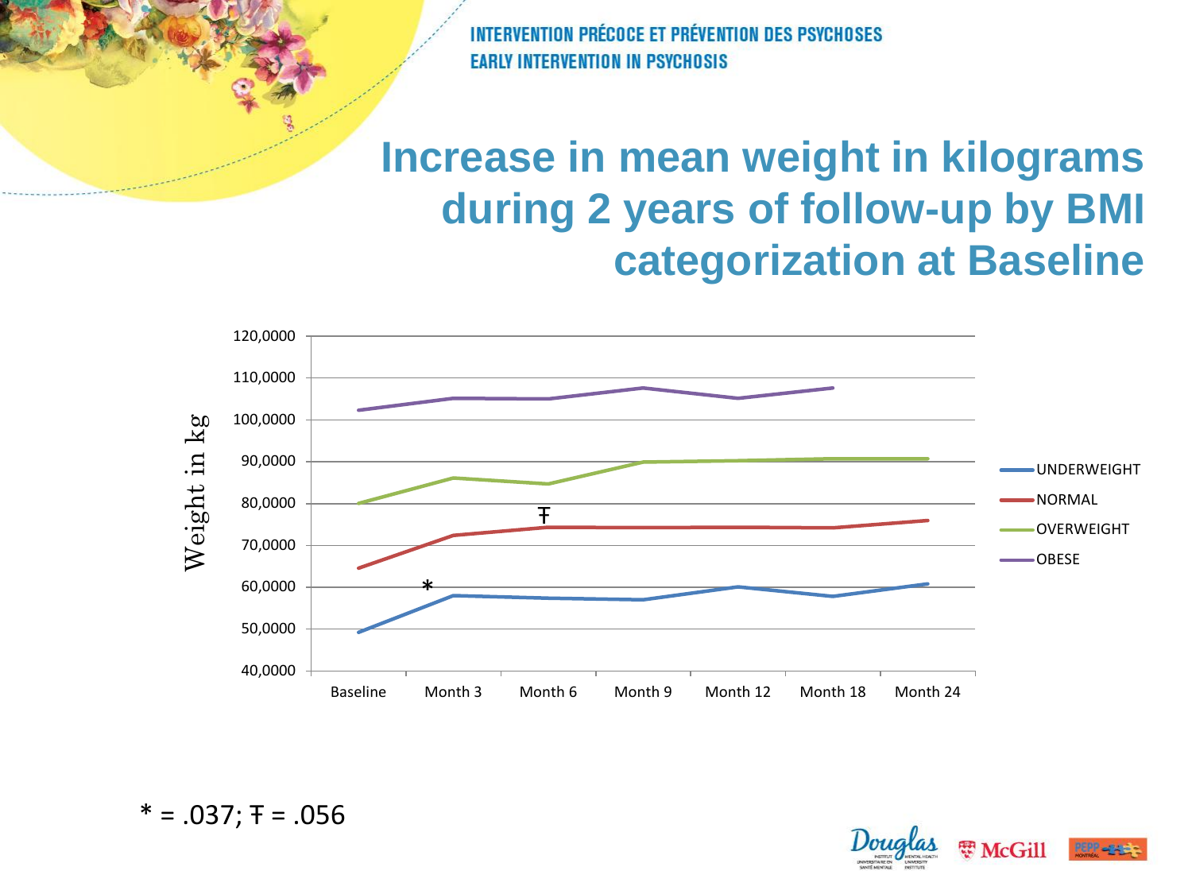# Increase in mean weight in kilograms during 2 years of follow-up by BMI categorization at Baseline

* = .037; Ŧ = .056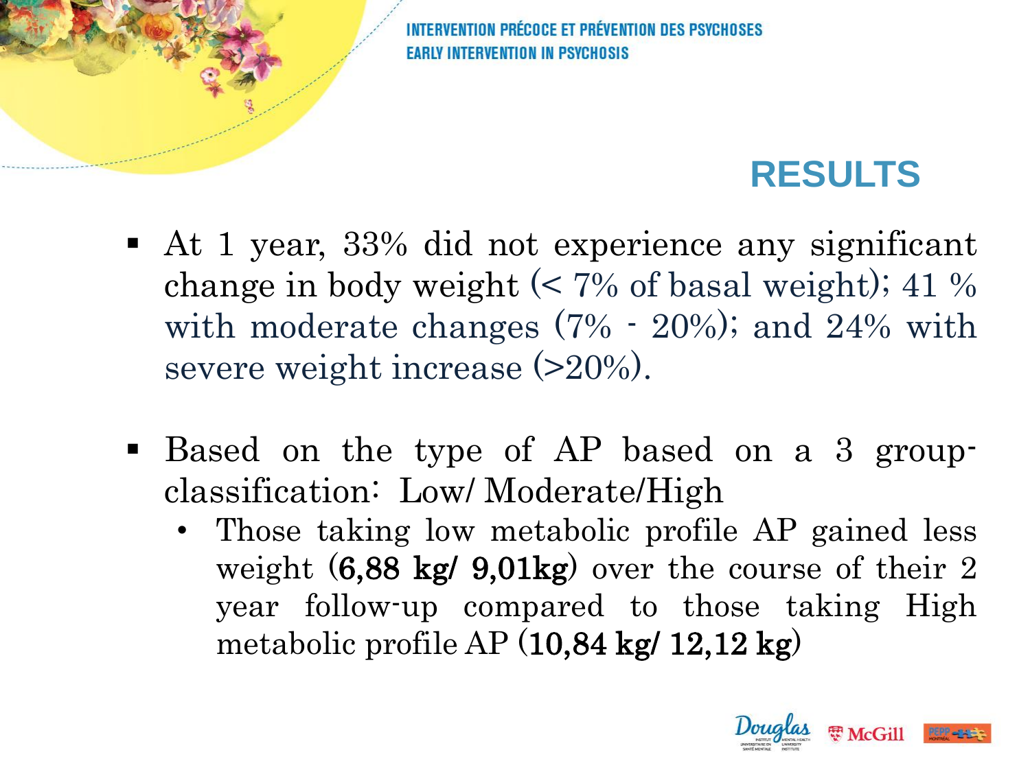## RESULTS

- At 1 year, 33% did not experience any significant change in body weight (< 7% of basal weight); 41 % with moderate changes (7% - 20%); and 24% with severe weight increase (>20%).

- Based on the type of AP based on a 3 group-classification: Low/ Moderate/High
  - Those taking low metabolic profile AP gained less weight (**6,88 kg/ 9,01kg**) over the course of their 2 year follow-up compared to those taking High metabolic profile AP (**10,84 kg/ 12,12 kg**)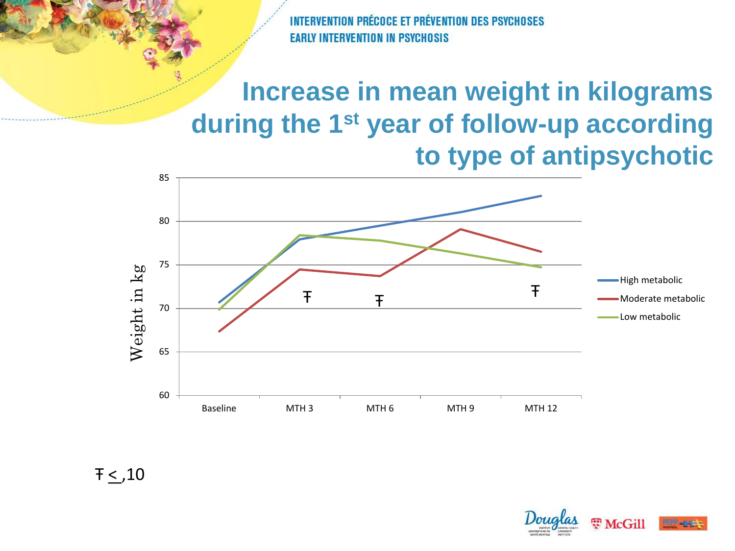INTERVENTION PRÉCOCE ET PRÉVENTION DES PSYCHOSES
EARLY INTERVENTION IN PSYCHOSIS

# Increase in mean weight in kilograms during the 1st year of follow-up according to type of antipsychotic

Ŧ < ,10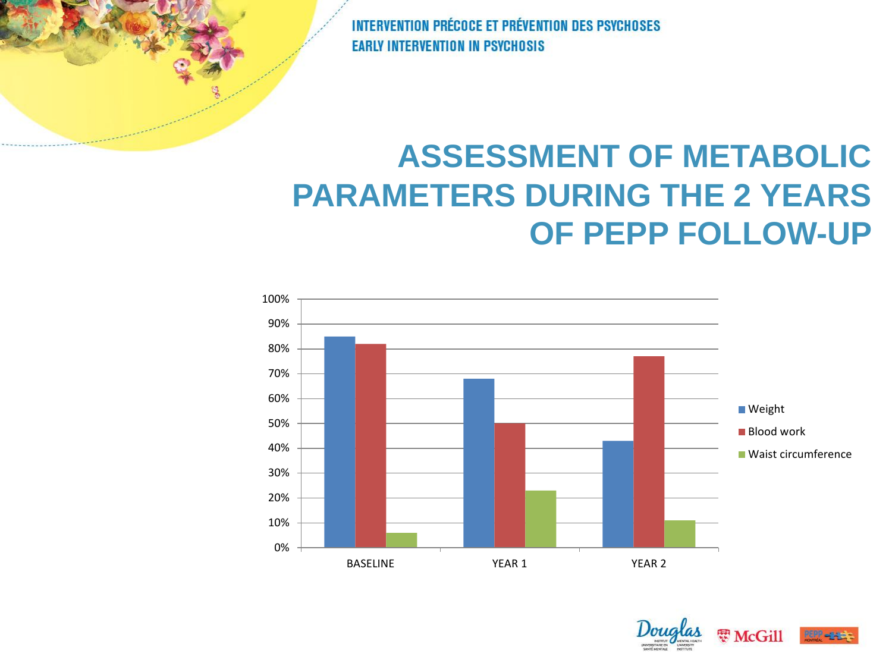# ASSESSMENT OF METABOLIC PARAMETERS DURING THE 2 YEARS OF PEPP FOLLOW-UP

| | Weight | Blood work | Waist circumference |
|---|---|---|---|
| BASELINE | 85% | 82% | 6% |
| YEAR 1 | 68% | 50% | 23% |
| YEAR 2 | 43% | 77% | 11% |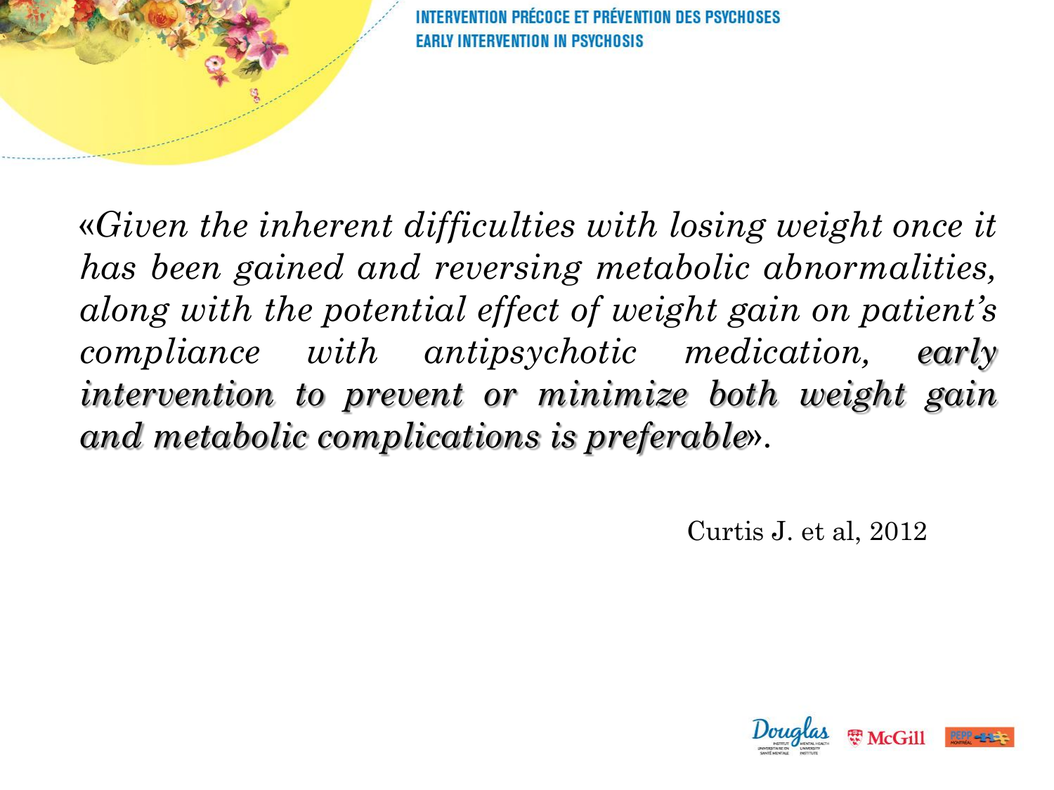«*Given the inherent difficulties with losing weight once it has been gained and reversing metabolic abnormalities, along with the potential effect of weight gain on patient's compliance with antipsychotic medication, **early intervention to prevent or minimize both weight gain and metabolic complications is preferable***».

Curtis J. et al, 2012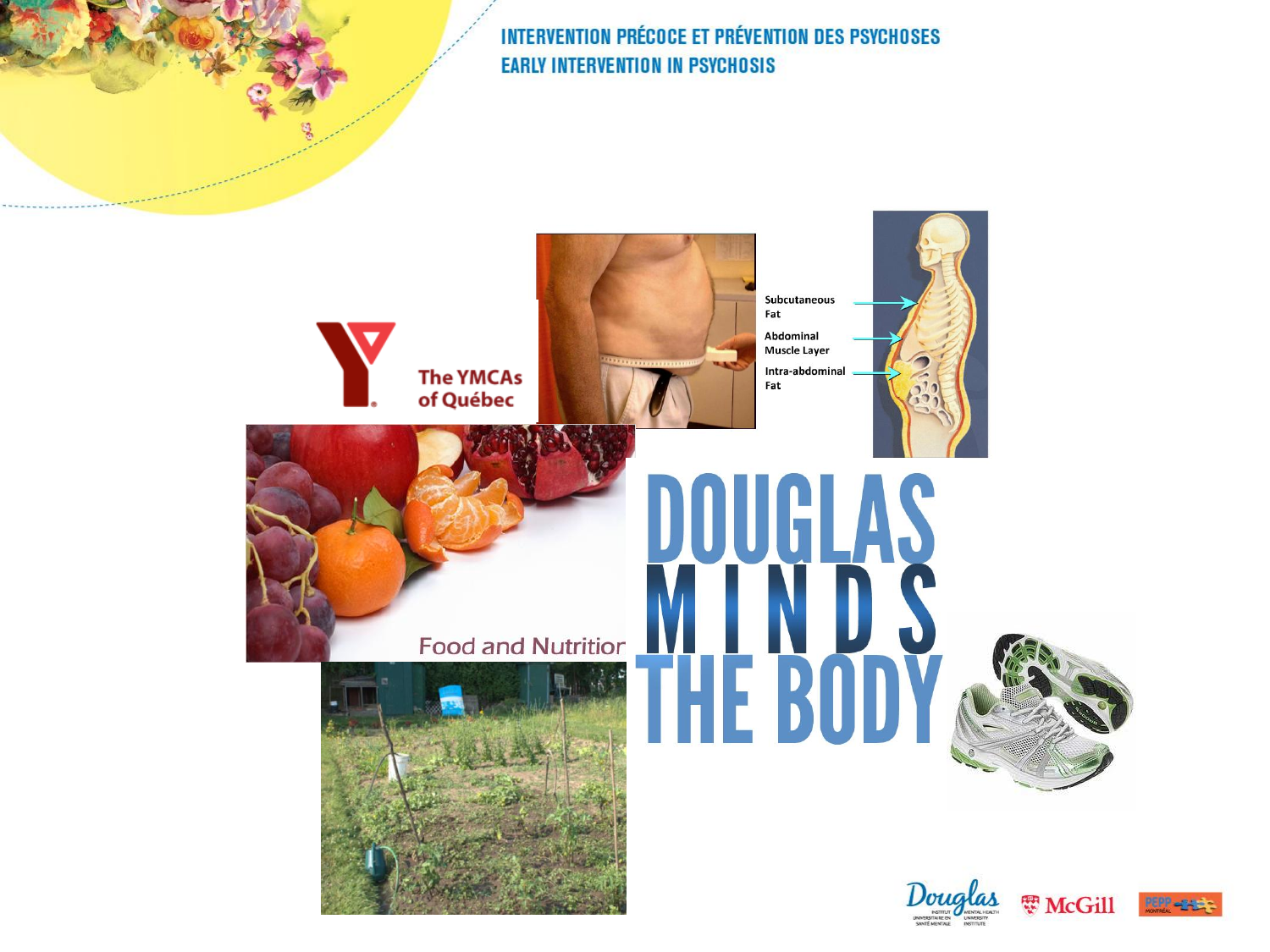INTERVENTION PRÉCOCE ET PRÉVENTION DES PSYCHOSES
EARLY INTERVENTION IN PSYCHOSIS

The YMCAs of Québec

Subcutaneous Fat

Abdominal Muscle Layer

Intra-abdominal Fat

Food and Nutrition

# DOUGLAS MINDS THE BODY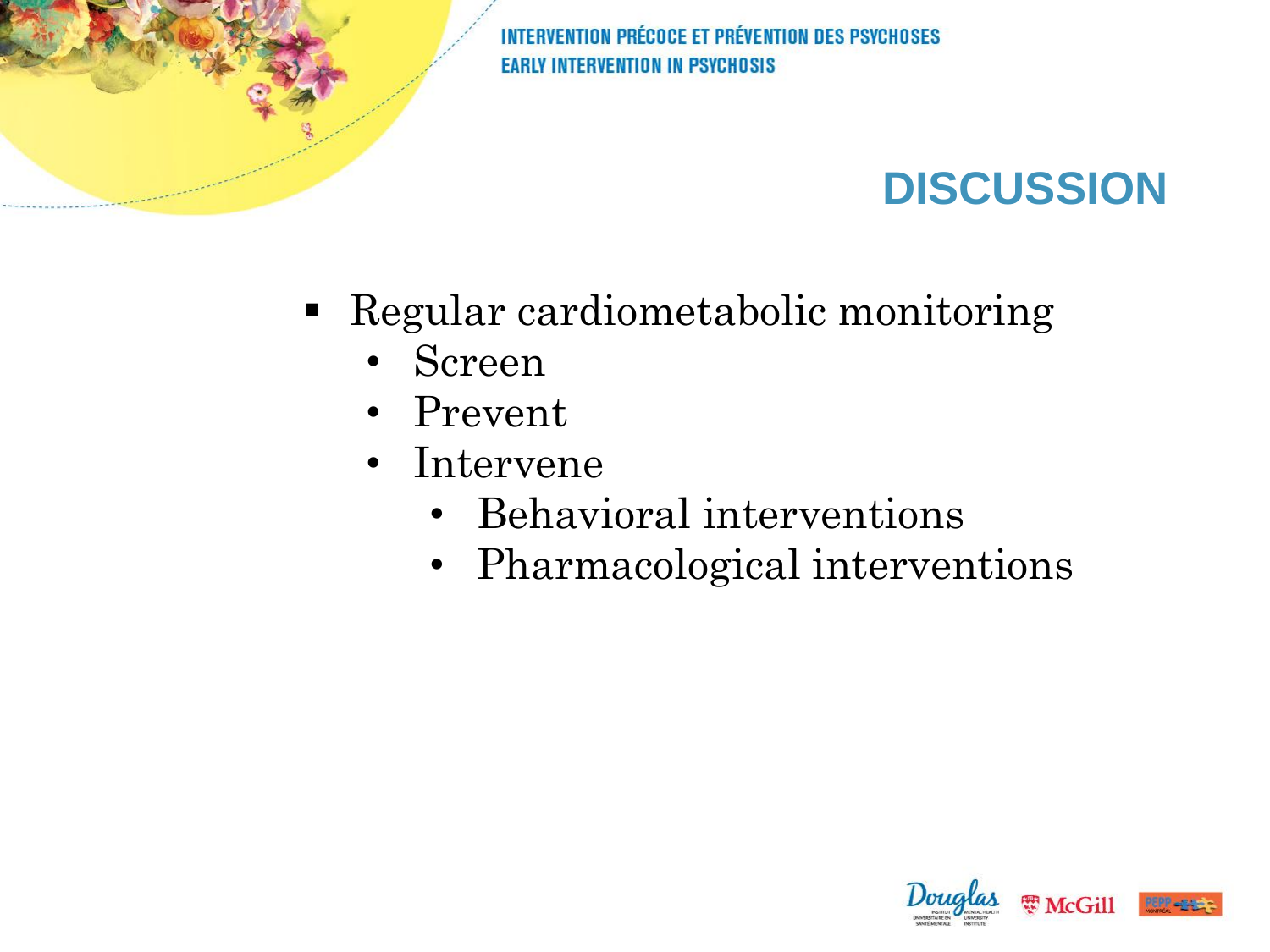## DISCUSSION

- Regular cardiometabolic monitoring
  - Screen
  - Prevent
  - Intervene
    - Behavioral interventions
    - Pharmacological interventions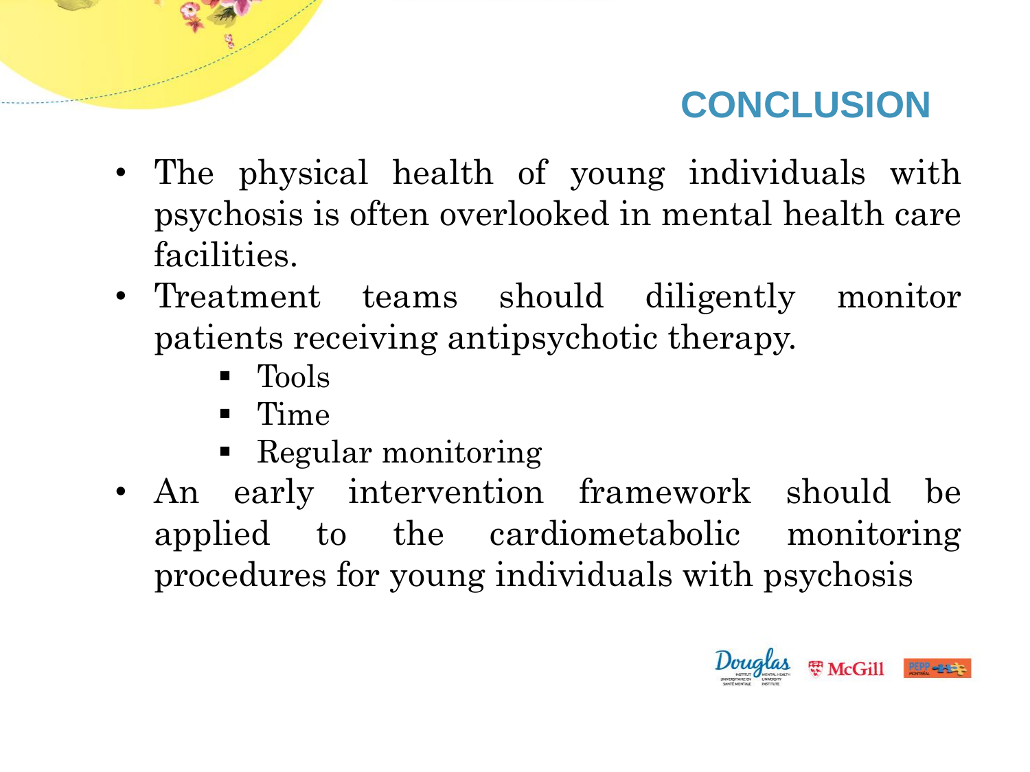# CONCLUSION

- The physical health of young individuals with psychosis is often overlooked in mental health care facilities.
- Treatment teams should diligently monitor patients receiving antipsychotic therapy.
  - Tools
  - Time
  - Regular monitoring
- An early intervention framework should be applied to the cardiometabolic monitoring procedures for young individuals with psychosis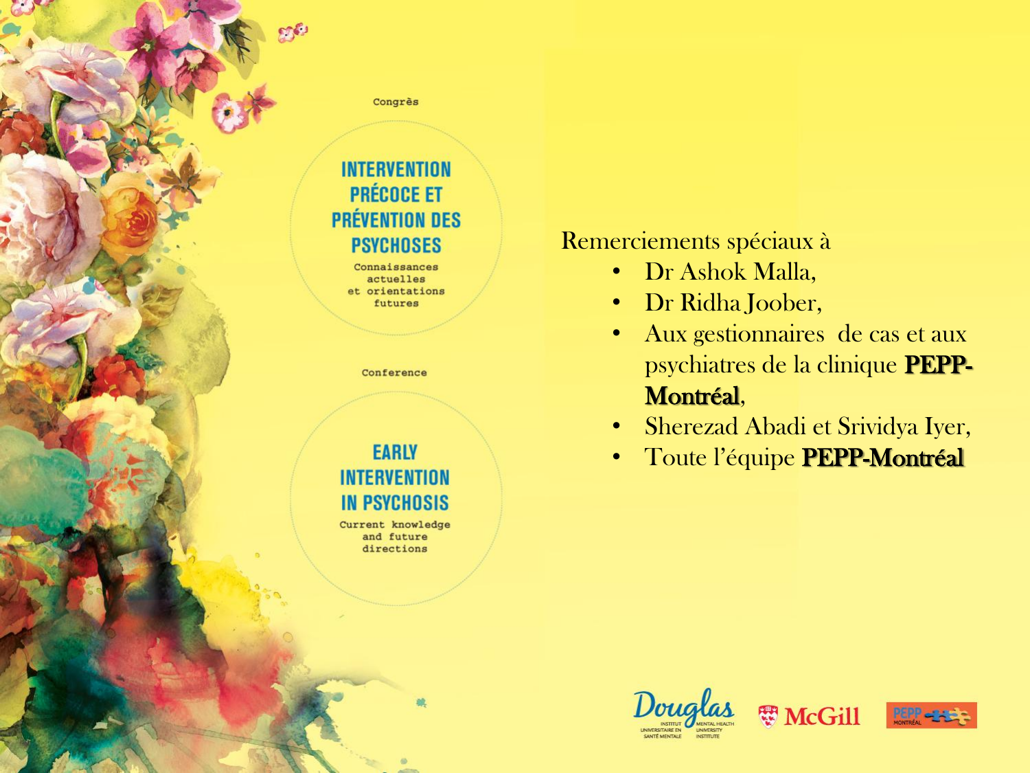Congrès

**INTERVENTION PRÉCOCE ET PRÉVENTION DES PSYCHOSES**

Connaissances actuelles et orientations futures

Conference

**EARLY INTERVENTION IN PSYCHOSIS**

Current knowledge and future directions

Remerciements spéciaux à

- Dr Ashok Malla,
- Dr Ridha Joober,
- Aux gestionnaires de cas et aux psychiatres de la clinique **PEPP-Montréal**,
- Sherezad Abadi et Srividya Iyer,
- Toute l'équipe **PEPP-Montréal**

Douglas INSTITUT UNIVERSITAIRE EN SANTÉ MENTALE / MENTAL HEALTH UNIVERSITY INSTITUTE

McGill

PEPP MONTRÉAL